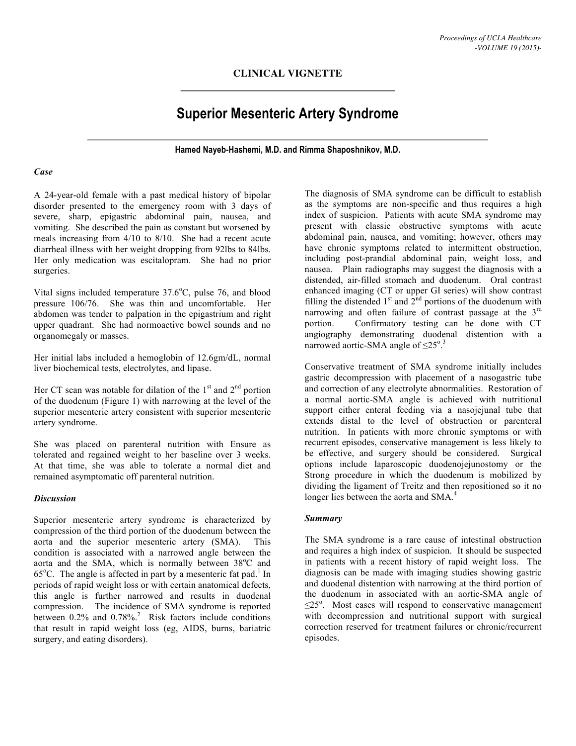## CLINICAL VIGNETTE

# Superior Mesenteric Artery Syndrome

**Hamed Nayeb-Hashemi, M.D. and Rimma Shaposhnikov, M.D.**

### *Case*

A 24-year-old female with a past medical history of bipolar disorder presented to the emergency room with 3 days of severe, sharp, epigastric abdominal pain, nausea, and vomiting. She described the pain as constant but worsened by meals increasing from 4/10 to 8/10. She had a recent acute diarrheal illness with her weight dropping from 92lbs to 84lbs. Her only medication was escitalopram. She had no prior surgeries.

Vital signs included temperature 37.6°C, pulse 76, and blood pressure 106/76. She was thin and uncomfortable. Her abdomen was tender to palpation in the epigastrium and right upper quadrant. She had normoactive bowel sounds and no organomegaly or masses.

Her initial labs included a hemoglobin of 12.6gm/dL, normal liver biochemical tests, electrolytes, and lipase.

Her CT scan was notable for dilation of the 1st and 2nd portion of the duodenum (Figure 1) with narrowing at the level of the superior mesenteric artery consistent with superior mesenteric artery syndrome.

She was placed on parenteral nutrition with Ensure as tolerated and regained weight to her baseline over 3 weeks. At that time, she was able to tolerate a normal diet and remained asymptomatic off parenteral nutrition.

### *Discussion*

Superior mesenteric artery syndrome is characterized by compression of the third portion of the duodenum between the aorta and the superior mesenteric artery (SMA). This condition is associated with a narrowed angle between the aorta and the SMA, which is normally between 38°C and 65°C. The angle is affected in part by a mesenteric fat pad.[1] In periods of rapid weight loss or with certain anatomical defects, this angle is further narrowed and results in duodenal compression. The incidence of SMA syndrome is reported between 0.2% and 0.78%.[2] Risk factors include conditions that result in rapid weight loss (eg, AIDS, burns, bariatric surgery, and eating disorders).

The diagnosis of SMA syndrome can be difficult to establish as the symptoms are non-specific and thus requires a high index of suspicion. Patients with acute SMA syndrome may present with classic obstructive symptoms with acute abdominal pain, nausea, and vomiting; however, others may have chronic symptoms related to intermittent obstruction, including post-prandial abdominal pain, weight loss, and nausea. Plain radiographs may suggest the diagnosis with a distended, air-filled stomach and duodenum. Oral contrast enhanced imaging (CT or upper GI series) will show contrast filling the distended 1st and 2nd portions of the duodenum with narrowing and often failure of contrast passage at the 3rd portion. Confirmatory testing can be done with CT angiography demonstrating duodenal distention with a narrowed aortic-SMA angle of ≤25°.[3]

Conservative treatment of SMA syndrome initially includes gastric decompression with placement of a nasogastric tube and correction of any electrolyte abnormalities. Restoration of a normal aortic-SMA angle is achieved with nutritional support either enteral feeding via a nasojejunal tube that extends distal to the level of obstruction or parenteral nutrition. In patients with more chronic symptoms or with recurrent episodes, conservative management is less likely to be effective, and surgery should be considered. Surgical options include laparoscopic duodenojejunostomy or the Strong procedure in which the duodenum is mobilized by dividing the ligament of Treitz and then repositioned so it no longer lies between the aorta and SMA.[4]

### *Summary*

The SMA syndrome is a rare cause of intestinal obstruction and requires a high index of suspicion. It should be suspected in patients with a recent history of rapid weight loss. The diagnosis can be made with imaging studies showing gastric and duodenal distention with narrowing at the third portion of the duodenum in associated with an aortic-SMA angle of ≤25°. Most cases will respond to conservative management with decompression and nutritional support with surgical correction reserved for treatment failures or chronic/recurrent episodes.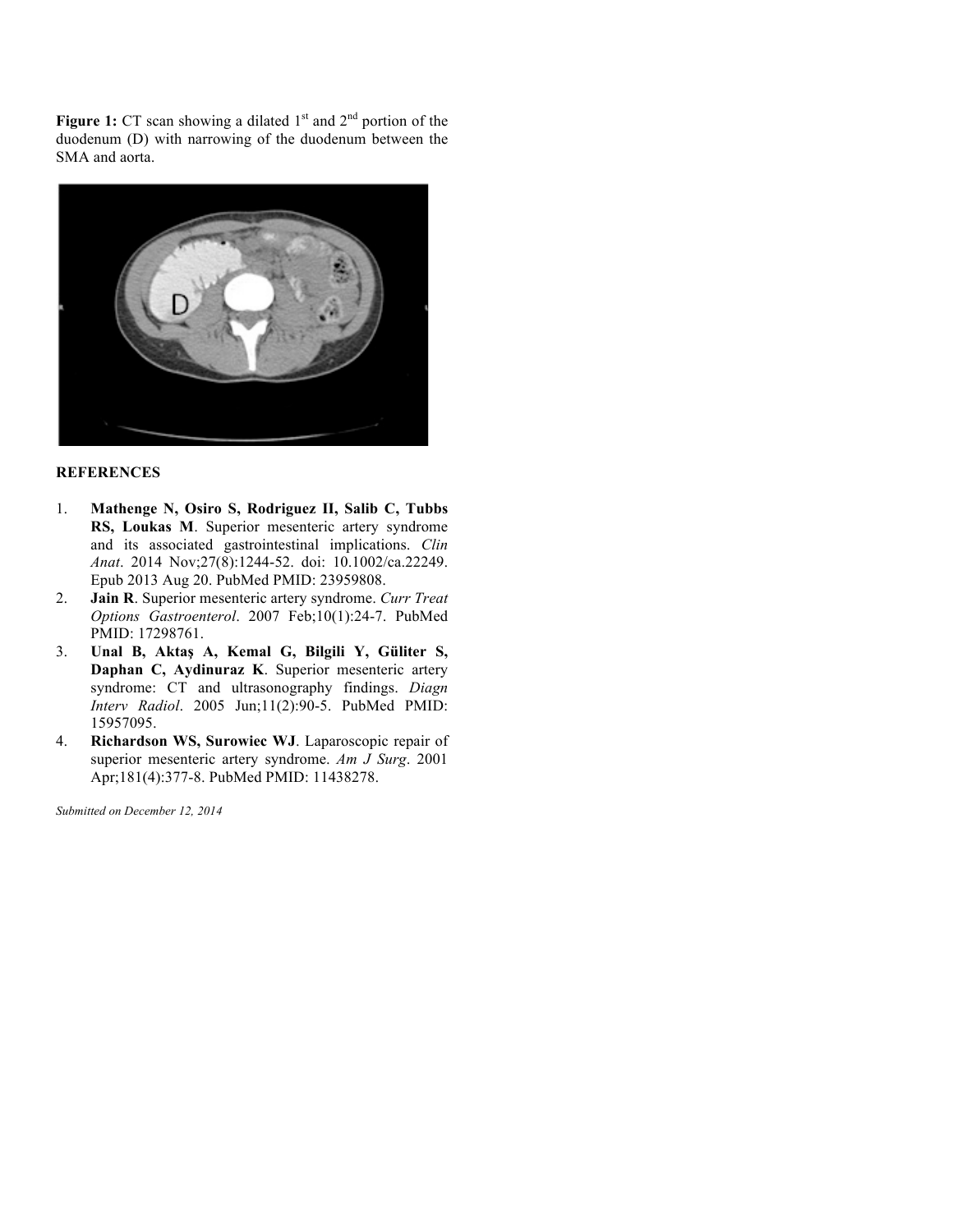**Figure 1:** CT scan showing a dilated 1st and 2nd portion of the duodenum (D) with narrowing of the duodenum between the SMA and aorta.

## REFERENCES

1. **Mathenge N, Osiro S, Rodriguez II, Salib C, Tubbs RS, Loukas M**. Superior mesenteric artery syndrome and its associated gastrointestinal implications. *Clin Anat*. 2014 Nov;27(8):1244-52. doi: 10.1002/ca.22249. Epub 2013 Aug 20. PubMed PMID: 23959808.
2. **Jain R**. Superior mesenteric artery syndrome. *Curr Treat Options Gastroenterol*. 2007 Feb;10(1):24-7. PubMed PMID: 17298761.
3. **Unal B, Aktaş A, Kemal G, Bilgili Y, Güliter S, Daphan C, Aydinuraz K**. Superior mesenteric artery syndrome: CT and ultrasonography findings. *Diagn Interv Radiol*. 2005 Jun;11(2):90-5. PubMed PMID: 15957095.
4. **Richardson WS, Surowiec WJ**. Laparoscopic repair of superior mesenteric artery syndrome. *Am J Surg*. 2001 Apr;181(4):377-8. PubMed PMID: 11438278.

*Submitted on December 12, 2014*